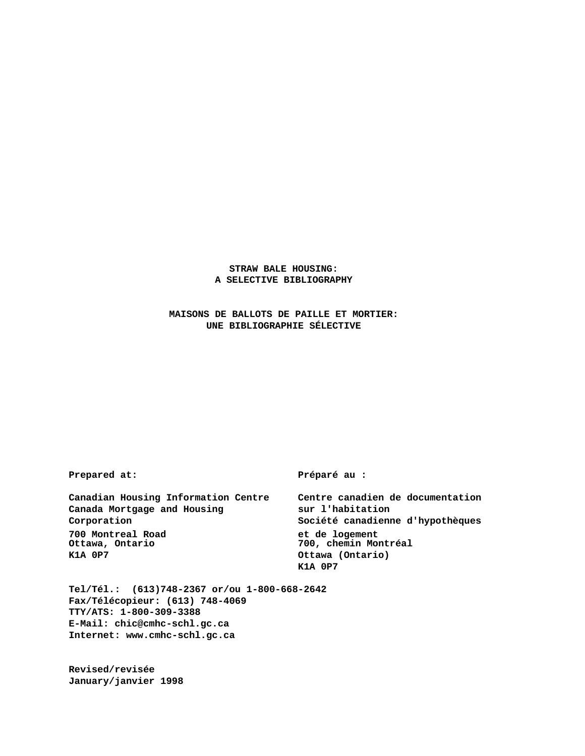# STRAW BALE HOUSING:
# A SELECTIVE BIBLIOGRAPHY

# MAISONS DE BALLOTS DE PAILLE ET MORTIER:
# UNE BIBLIOGRAPHIE SÉLECTIVE

**Prepared at:**

**Canadian Housing Information Centre**
**Canada Mortgage and Housing Corporation**
**700 Montreal Road**
**Ottawa, Ontario**
**K1A 0P7**

**Préparé au :**

**Centre canadien de documentation sur l'habitation**
**Société canadienne d'hypothèques et de logement**
**700, chemin Montréal**
**Ottawa (Ontario)**
**K1A 0P7**

**Tel/Tél.: (613)748-2367 or/ou 1-800-668-2642**
**Fax/Télécopieur: (613) 748-4069**
**TTY/ATS: 1-800-309-3388**
**E-Mail: chic@cmhc-schl.gc.ca**
**Internet: www.cmhc-schl.gc.ca**

**Revised/revisée**
**January/janvier 1998**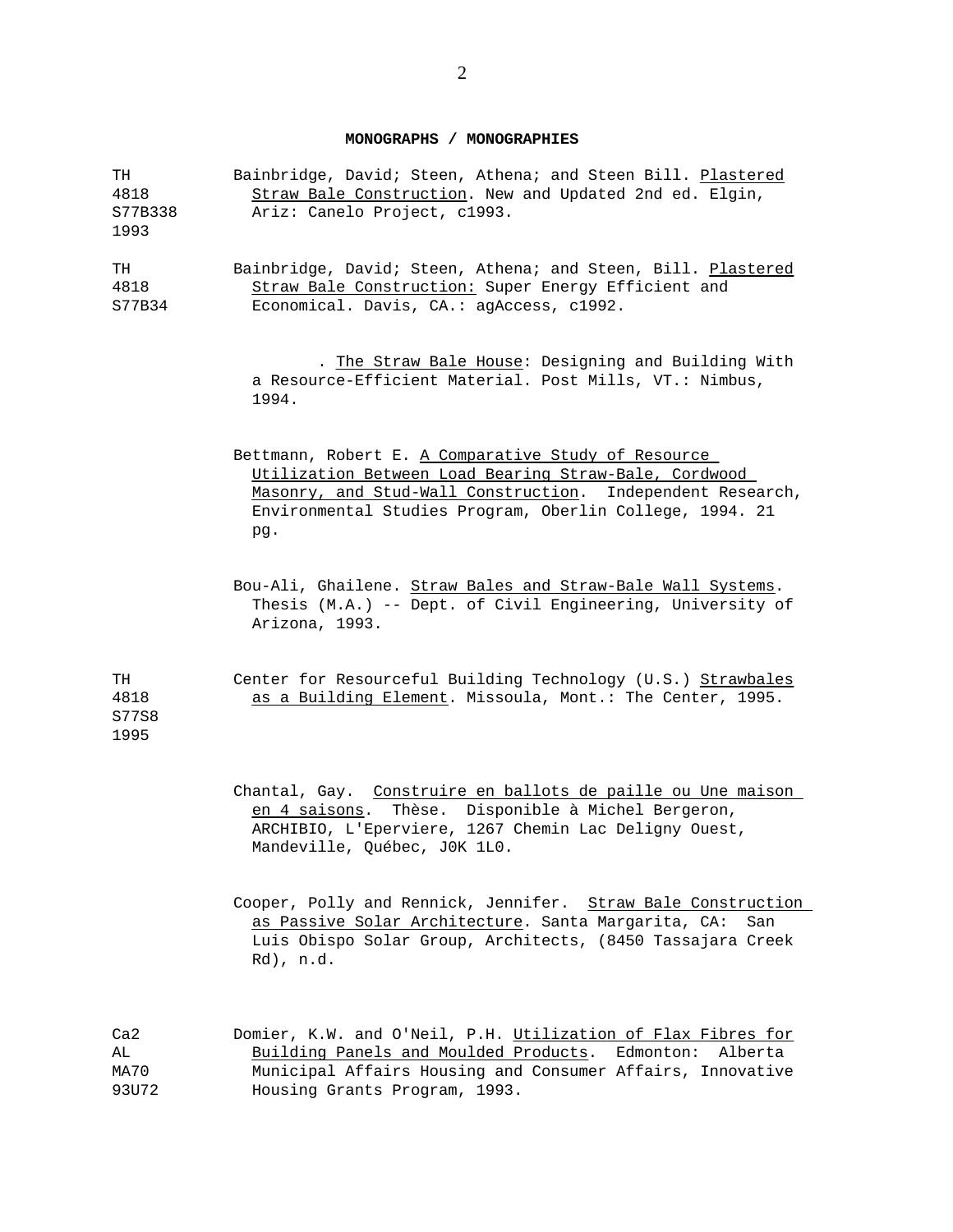**MONOGRAPHS / MONOGRAPHIES**

TH 4818 S77B338 1993 — Bainbridge, David; Steen, Athena; and Steen Bill. Plastered Straw Bale Construction. New and Updated 2nd ed. Elgin, Ariz: Canelo Project, c1993.

TH 4818 S77B34 — Bainbridge, David; Steen, Athena; and Steen, Bill. Plastered Straw Bale Construction: Super Energy Efficient and Economical. Davis, CA.: agAccess, c1992.

\_\_\_\_\_\_. The Straw Bale House: Designing and Building With a Resource-Efficient Material. Post Mills, VT.: Nimbus, 1994.

Bettmann, Robert E. A Comparative Study of Resource Utilization Between Load Bearing Straw-Bale, Cordwood Masonry, and Stud-Wall Construction. Independent Research, Environmental Studies Program, Oberlin College, 1994. 21 pg.

Bou-Ali, Ghailene. Straw Bales and Straw-Bale Wall Systems. Thesis (M.A.) -- Dept. of Civil Engineering, University of Arizona, 1993.

TH 4818 S77S8 1995 — Center for Resourceful Building Technology (U.S.) Strawbales as a Building Element. Missoula, Mont.: The Center, 1995.

Chantal, Gay. Construire en ballots de paille ou Une maison en 4 saisons. Thèse. Disponible à Michel Bergeron, ARCHIBIO, L'Eperviere, 1267 Chemin Lac Deligny Ouest, Mandeville, Québec, J0K 1L0.

Cooper, Polly and Rennick, Jennifer. Straw Bale Construction as Passive Solar Architecture. Santa Margarita, CA: San Luis Obispo Solar Group, Architects, (8450 Tassajara Creek Rd), n.d.

Ca2 AL MA70 93U72 — Domier, K.W. and O'Neil, P.H. Utilization of Flax Fibres for Building Panels and Moulded Products. Edmonton: Alberta Municipal Affairs Housing and Consumer Affairs, Innovative Housing Grants Program, 1993.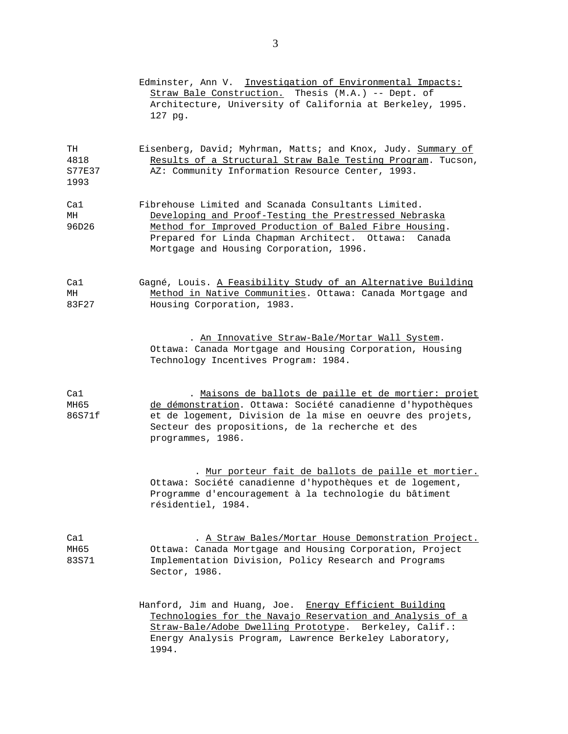Edminster, Ann V. Investigation of Environmental Impacts: Straw Bale Construction. Thesis (M.A.) -- Dept. of Architecture, University of California at Berkeley, 1995. 127 pg.

TH 4818 S77E37 1993 — Eisenberg, David; Myhrman, Matts; and Knox, Judy. Summary of Results of a Structural Straw Bale Testing Program. Tucson, AZ: Community Information Resource Center, 1993.

Ca1 MH 96D26 — Fibrehouse Limited and Scanada Consultants Limited. Developing and Proof-Testing the Prestressed Nebraska Method for Improved Production of Baled Fibre Housing. Prepared for Linda Chapman Architect. Ottawa: Canada Mortgage and Housing Corporation, 1996.

Ca1 MH 83F27 — Gagné, Louis. A Feasibility Study of an Alternative Building Method in Native Communities. Ottawa: Canada Mortgage and Housing Corporation, 1983.

\_\_\_\_\_. An Innovative Straw-Bale/Mortar Wall System. Ottawa: Canada Mortgage and Housing Corporation, Housing Technology Incentives Program: 1984.

Ca1 MH65 86S71f — \_\_\_\_\_. Maisons de ballots de paille et de mortier: projet de démonstration. Ottawa: Société canadienne d'hypothèques et de logement, Division de la mise en oeuvre des projets, Secteur des propositions, de la recherche et des programmes, 1986.

\_\_\_\_\_. Mur porteur fait de ballots de paille et mortier. Ottawa: Société canadienne d'hypothèques et de logement, Programme d'encouragement à la technologie du bâtiment résidentiel, 1984.

Ca1 MH65 83S71 — \_\_\_\_\_. A Straw Bales/Mortar House Demonstration Project. Ottawa: Canada Mortgage and Housing Corporation, Project Implementation Division, Policy Research and Programs Sector, 1986.

Hanford, Jim and Huang, Joe. Energy Efficient Building Technologies for the Navajo Reservation and Analysis of a Straw-Bale/Adobe Dwelling Prototype. Berkeley, Calif.: Energy Analysis Program, Lawrence Berkeley Laboratory, 1994.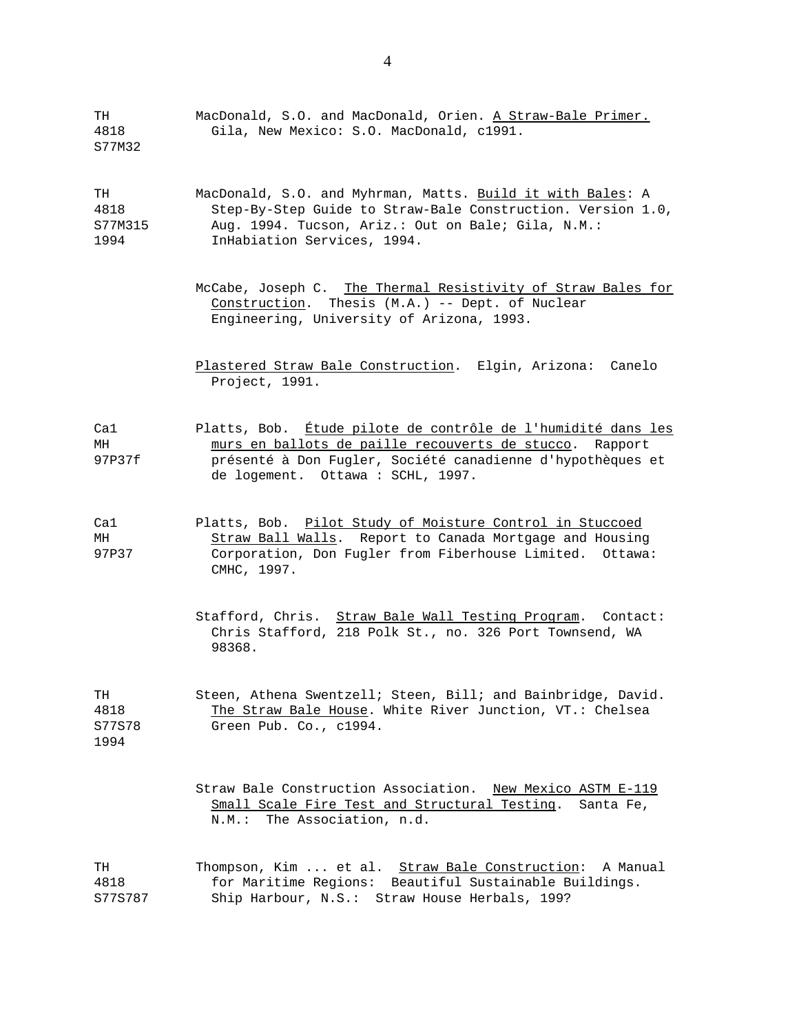TH
4818
S77M32

MacDonald, S.O. and MacDonald, Orien. A Straw-Bale Primer. Gila, New Mexico: S.O. MacDonald, c1991.

TH
4818
S77M315
1994

MacDonald, S.O. and Myhrman, Matts. Build it with Bales: A Step-By-Step Guide to Straw-Bale Construction. Version 1.0, Aug. 1994. Tucson, Ariz.: Out on Bale; Gila, N.M.: InHabiation Services, 1994.

McCabe, Joseph C. The Thermal Resistivity of Straw Bales for Construction. Thesis (M.A.) -- Dept. of Nuclear Engineering, University of Arizona, 1993.

Plastered Straw Bale Construction. Elgin, Arizona: Canelo Project, 1991.

Ca1
MH
97P37f

Platts, Bob. Étude pilote de contrôle de l'humidité dans les murs en ballots de paille recouverts de stucco. Rapport présenté à Don Fugler, Société canadienne d'hypothèques et de logement. Ottawa : SCHL, 1997.

Ca1
MH
97P37

Platts, Bob. Pilot Study of Moisture Control in Stuccoed Straw Ball Walls. Report to Canada Mortgage and Housing Corporation, Don Fugler from Fiberhouse Limited. Ottawa: CMHC, 1997.

Stafford, Chris. Straw Bale Wall Testing Program. Contact: Chris Stafford, 218 Polk St., no. 326 Port Townsend, WA 98368.

TH
4818
S77S78
1994

Steen, Athena Swentzell; Steen, Bill; and Bainbridge, David. The Straw Bale House. White River Junction, VT.: Chelsea Green Pub. Co., c1994.

Straw Bale Construction Association. New Mexico ASTM E-119 Small Scale Fire Test and Structural Testing. Santa Fe, N.M.: The Association, n.d.

TH
4818
S77S787

Thompson, Kim ... et al. Straw Bale Construction: A Manual for Maritime Regions: Beautiful Sustainable Buildings. Ship Harbour, N.S.: Straw House Herbals, 199?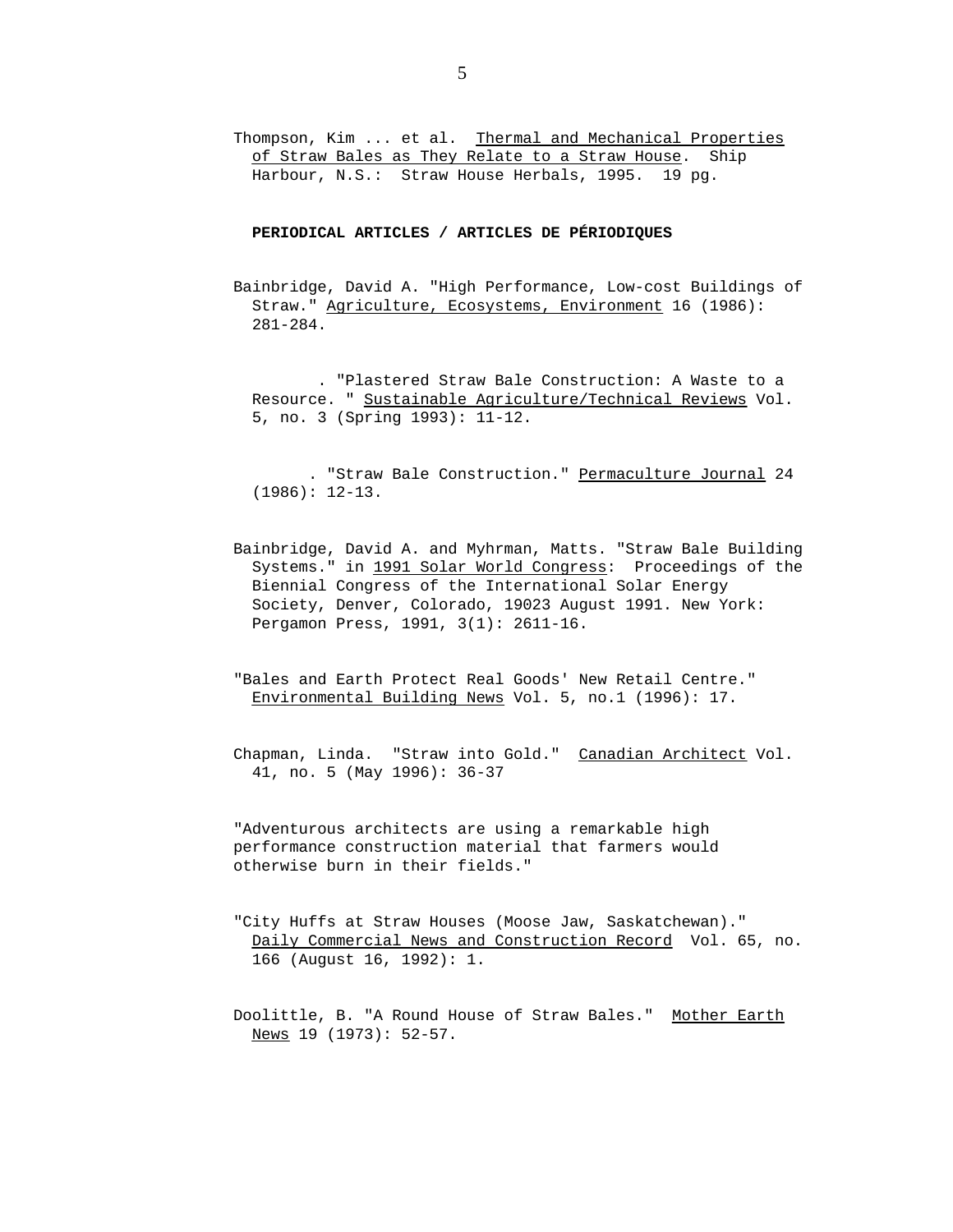Thompson, Kim ... et al. _Thermal and Mechanical Properties of Straw Bales as They Relate to a Straw House_. Ship Harbour, N.S.: Straw House Herbals, 1995. 19 pg.

**PERIODICAL ARTICLES / ARTICLES DE PÉRIODIQUES**

Bainbridge, David A. "High Performance, Low-cost Buildings of Straw." _Agriculture, Ecosystems, Environment_ 16 (1986): 281-284.

. "Plastered Straw Bale Construction: A Waste to a Resource. " _Sustainable Agriculture/Technical Reviews_ Vol. 5, no. 3 (Spring 1993): 11-12.

. "Straw Bale Construction." _Permaculture Journal_ 24 (1986): 12-13.

Bainbridge, David A. and Myhrman, Matts. "Straw Bale Building Systems." in _1991 Solar World Congress_: Proceedings of the Biennial Congress of the International Solar Energy Society, Denver, Colorado, 19023 August 1991. New York: Pergamon Press, 1991, 3(1): 2611-16.

"Bales and Earth Protect Real Goods' New Retail Centre." _Environmental Building News_ Vol. 5, no.1 (1996): 17.

Chapman, Linda. "Straw into Gold." _Canadian Architect_ Vol. 41, no. 5 (May 1996): 36-37

"Adventurous architects are using a remarkable high performance construction material that farmers would otherwise burn in their fields."

"City Huffs at Straw Houses (Moose Jaw, Saskatchewan)." _Daily Commercial News and Construction Record_ Vol. 65, no. 166 (August 16, 1992): 1.

Doolittle, B. "A Round House of Straw Bales." _Mother Earth News_ 19 (1973): 52-57.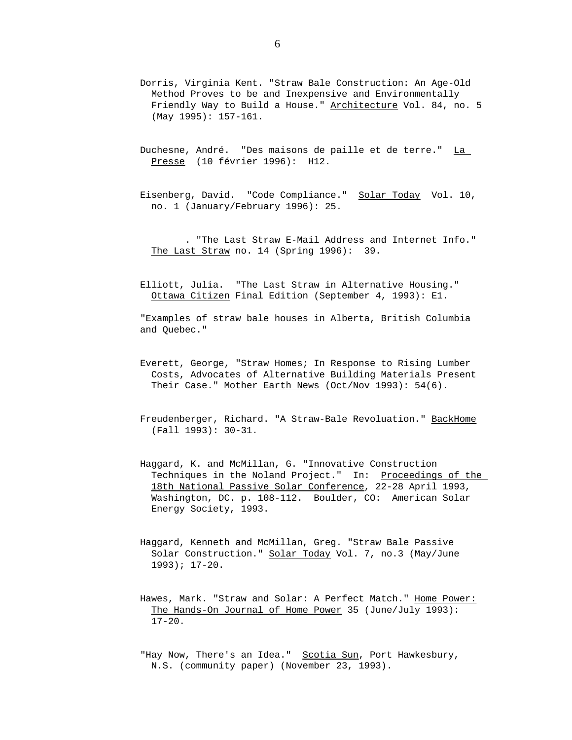Dorris, Virginia Kent. "Straw Bale Construction: An Age-Old Method Proves to be and Inexpensive and Environmentally Friendly Way to Build a House." Architecture Vol. 84, no. 5 (May 1995): 157-161.

Duchesne, André. "Des maisons de paille et de terre." La Presse (10 février 1996): H12.

Eisenberg, David. "Code Compliance." Solar Today Vol. 10, no. 1 (January/February 1996): 25.

\_\_\_\_\_\_. "The Last Straw E-Mail Address and Internet Info." The Last Straw no. 14 (Spring 1996): 39.

Elliott, Julia. "The Last Straw in Alternative Housing." Ottawa Citizen Final Edition (September 4, 1993): E1.

"Examples of straw bale houses in Alberta, British Columbia and Quebec."

Everett, George, "Straw Homes; In Response to Rising Lumber Costs, Advocates of Alternative Building Materials Present Their Case." Mother Earth News (Oct/Nov 1993): 54(6).

Freudenberger, Richard. "A Straw-Bale Revoluation." BackHome (Fall 1993): 30-31.

Haggard, K. and McMillan, G. "Innovative Construction Techniques in the Noland Project." In: Proceedings of the 18th National Passive Solar Conference, 22-28 April 1993, Washington, DC. p. 108-112. Boulder, CO: American Solar Energy Society, 1993.

Haggard, Kenneth and McMillan, Greg. "Straw Bale Passive Solar Construction." Solar Today Vol. 7, no.3 (May/June 1993); 17-20.

Hawes, Mark. "Straw and Solar: A Perfect Match." Home Power: The Hands-On Journal of Home Power 35 (June/July 1993): 17-20.

"Hay Now, There's an Idea." Scotia Sun, Port Hawkesbury, N.S. (community paper) (November 23, 1993).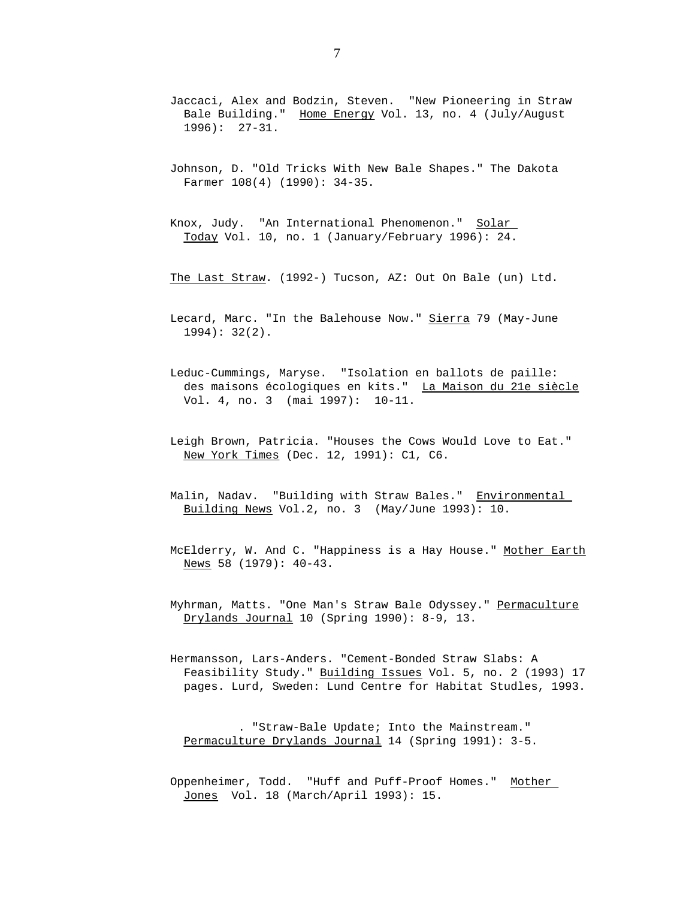Jaccaci, Alex and Bodzin, Steven. "New Pioneering in Straw Bale Building." Home Energy Vol. 13, no. 4 (July/August 1996): 27-31.

Johnson, D. "Old Tricks With New Bale Shapes." The Dakota Farmer 108(4) (1990): 34-35.

Knox, Judy. "An International Phenomenon." Solar Today Vol. 10, no. 1 (January/February 1996): 24.

The Last Straw. (1992-) Tucson, AZ: Out On Bale (un) Ltd.

Lecard, Marc. "In the Balehouse Now." Sierra 79 (May-June 1994): 32(2).

Leduc-Cummings, Maryse. "Isolation en ballots de paille: des maisons écologiques en kits." La Maison du 21e siècle Vol. 4, no. 3 (mai 1997): 10-11.

Leigh Brown, Patricia. "Houses the Cows Would Love to Eat." New York Times (Dec. 12, 1991): C1, C6.

Malin, Nadav. "Building with Straw Bales." Environmental Building News Vol.2, no. 3 (May/June 1993): 10.

McElderry, W. And C. "Happiness is a Hay House." Mother Earth News 58 (1979): 40-43.

Myhrman, Matts. "One Man's Straw Bale Odyssey." Permaculture Drylands Journal 10 (Spring 1990): 8-9, 13.

Hermansson, Lars-Anders. "Cement-Bonded Straw Slabs: A Feasibility Study." Building Issues Vol. 5, no. 2 (1993) 17 pages. Lurd, Sweden: Lund Centre for Habitat Studles, 1993.

. "Straw-Bale Update; Into the Mainstream." Permaculture Drylands Journal 14 (Spring 1991): 3-5.

Oppenheimer, Todd. "Huff and Puff-Proof Homes." Mother Jones Vol. 18 (March/April 1993): 15.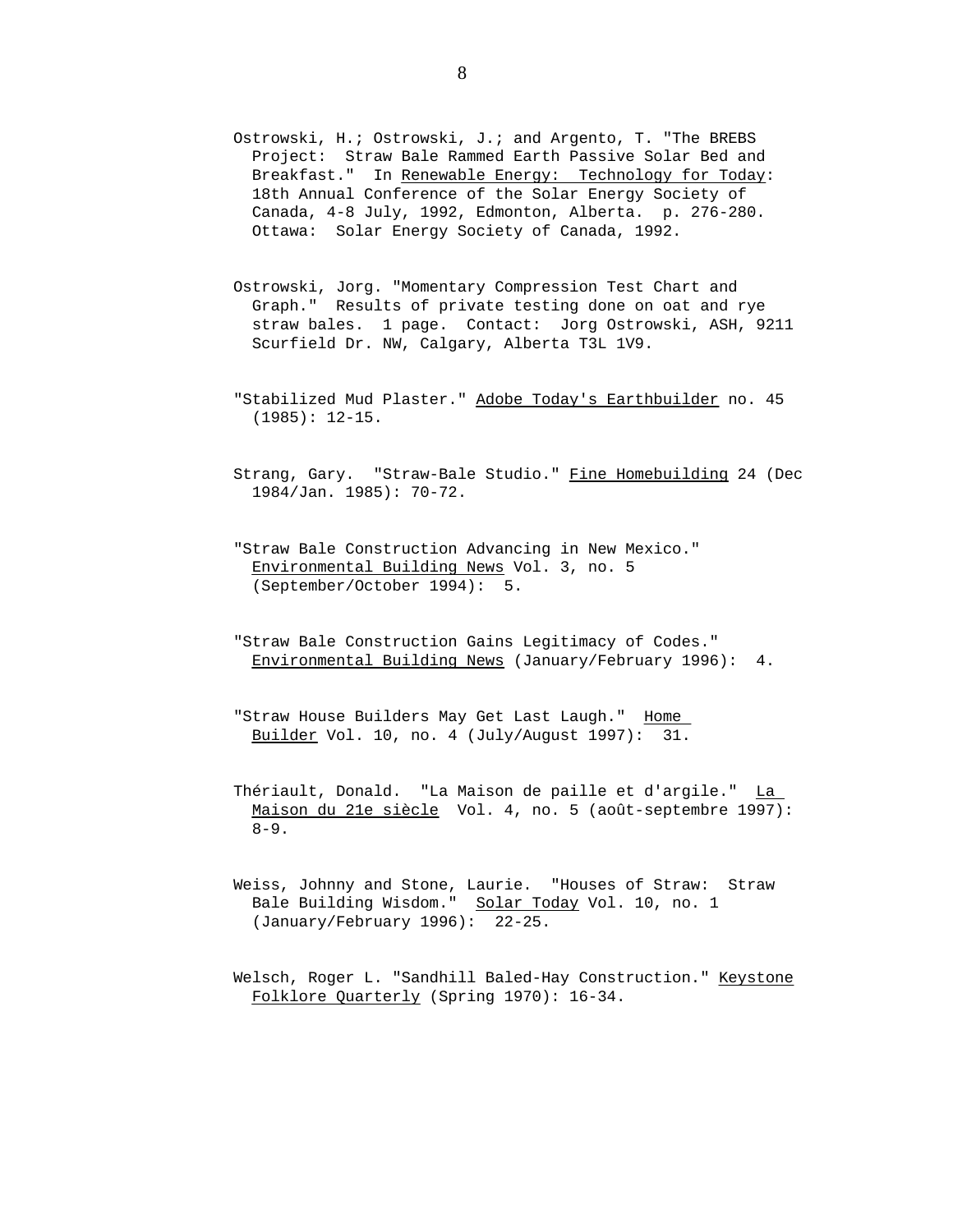Ostrowski, H.; Ostrowski, J.; and Argento, T. "The BREBS Project: Straw Bale Rammed Earth Passive Solar Bed and Breakfast." In <u>Renewable Energy: Technology for Today</u>: 18th Annual Conference of the Solar Energy Society of Canada, 4-8 July, 1992, Edmonton, Alberta. p. 276-280. Ottawa: Solar Energy Society of Canada, 1992.

Ostrowski, Jorg. "Momentary Compression Test Chart and Graph." Results of private testing done on oat and rye straw bales. 1 page. Contact: Jorg Ostrowski, ASH, 9211 Scurfield Dr. NW, Calgary, Alberta T3L 1V9.

"Stabilized Mud Plaster." <u>Adobe Today's Earthbuilder</u> no. 45 (1985): 12-15.

Strang, Gary. "Straw-Bale Studio." <u>Fine Homebuilding</u> 24 (Dec 1984/Jan. 1985): 70-72.

"Straw Bale Construction Advancing in New Mexico." <u>Environmental Building News</u> Vol. 3, no. 5 (September/October 1994): 5.

"Straw Bale Construction Gains Legitimacy of Codes." <u>Environmental Building News</u> (January/February 1996): 4.

"Straw House Builders May Get Last Laugh." <u>Home Builder</u> Vol. 10, no. 4 (July/August 1997): 31.

Thériault, Donald. "La Maison de paille et d'argile." <u>La Maison du 21e siècle</u> Vol. 4, no. 5 (août-septembre 1997): 8-9.

Weiss, Johnny and Stone, Laurie. "Houses of Straw: Straw Bale Building Wisdom." <u>Solar Today</u> Vol. 10, no. 1 (January/February 1996): 22-25.

Welsch, Roger L. "Sandhill Baled-Hay Construction." <u>Keystone Folklore Quarterly</u> (Spring 1970): 16-34.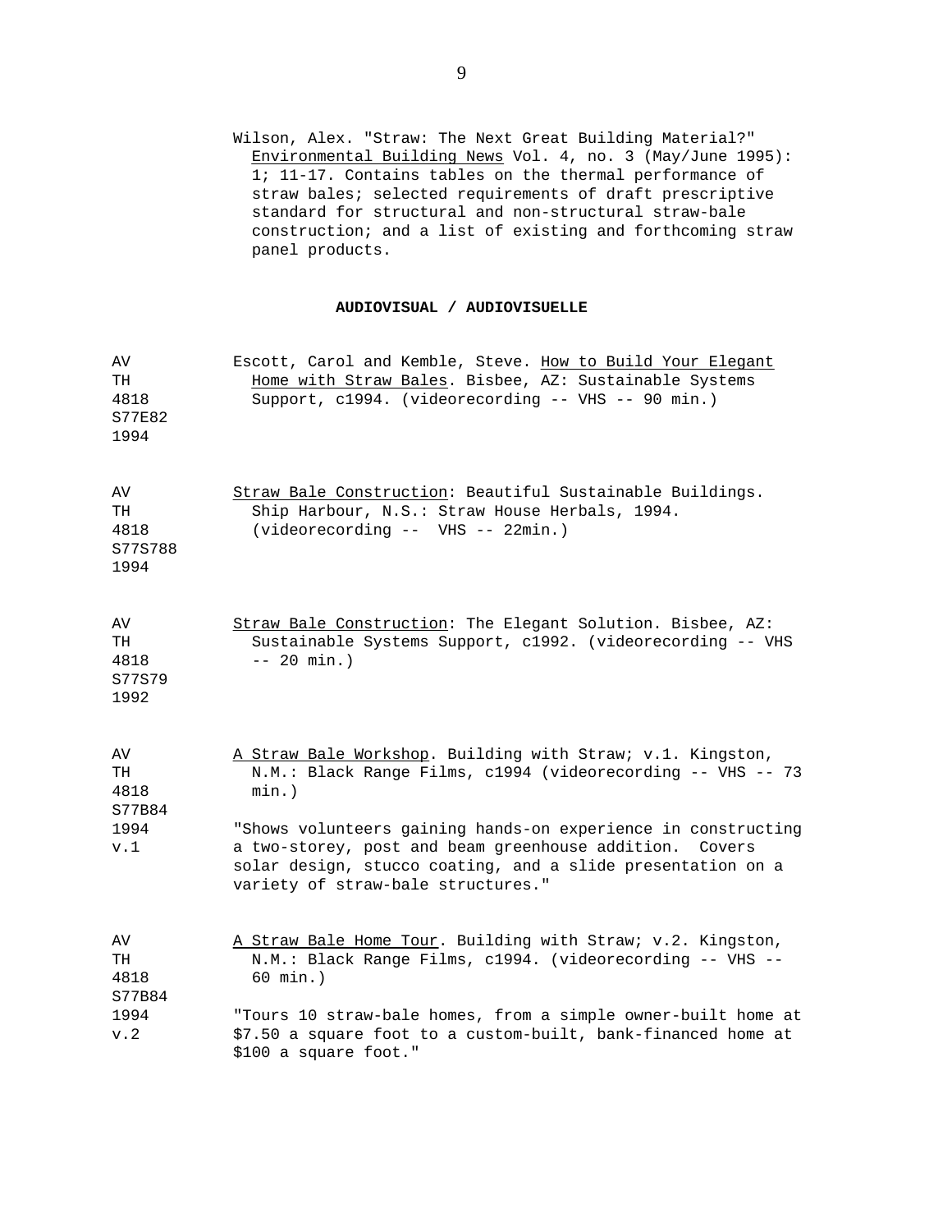Wilson, Alex. "Straw: The Next Great Building Material?" Environmental Building News Vol. 4, no. 3 (May/June 1995): 1; 11-17. Contains tables on the thermal performance of straw bales; selected requirements of draft prescriptive standard for structural and non-structural straw-bale construction; and a list of existing and forthcoming straw panel products.

## AUDIOVISUAL / AUDIOVISUELLE

AV TH 4818 S77E82 1994

Escott, Carol and Kemble, Steve. How to Build Your Elegant Home with Straw Bales. Bisbee, AZ: Sustainable Systems Support, c1994. (videorecording -- VHS -- 90 min.)

AV TH 4818 S77S788 1994

Straw Bale Construction: Beautiful Sustainable Buildings. Ship Harbour, N.S.: Straw House Herbals, 1994. (videorecording -- VHS -- 22min.)

AV TH 4818 S77S79 1992

Straw Bale Construction: The Elegant Solution. Bisbee, AZ: Sustainable Systems Support, c1992. (videorecording -- VHS -- 20 min.)

AV TH 4818 S77B84 1994 v.1

A Straw Bale Workshop. Building with Straw; v.1. Kingston, N.M.: Black Range Films, c1994 (videorecording -- VHS -- 73 min.)

"Shows volunteers gaining hands-on experience in constructing a two-storey, post and beam greenhouse addition. Covers solar design, stucco coating, and a slide presentation on a variety of straw-bale structures."

AV TH 4818 S77B84 1994 v.2

A Straw Bale Home Tour. Building with Straw; v.2. Kingston, N.M.: Black Range Films, c1994. (videorecording -- VHS -- 60 min.)

"Tours 10 straw-bale homes, from a simple owner-built home at $7.50 a square foot to a custom-built, bank-financed home at $100 a square foot."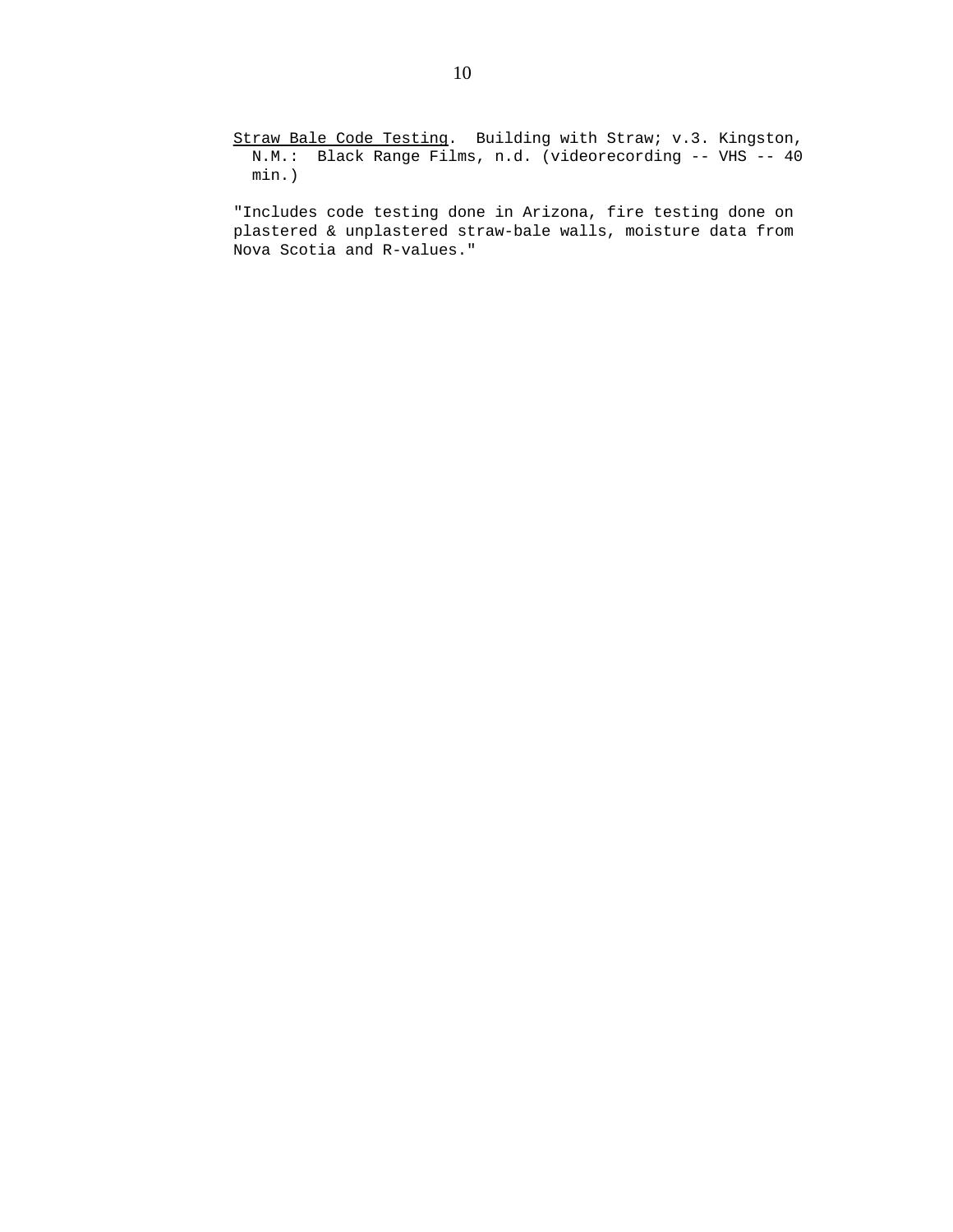Straw Bale Code Testing. Building with Straw; v.3. Kingston, N.M.: Black Range Films, n.d. (videorecording -- VHS -- 40 min.)

"Includes code testing done in Arizona, fire testing done on plastered & unplastered straw-bale walls, moisture data from Nova Scotia and R-values."